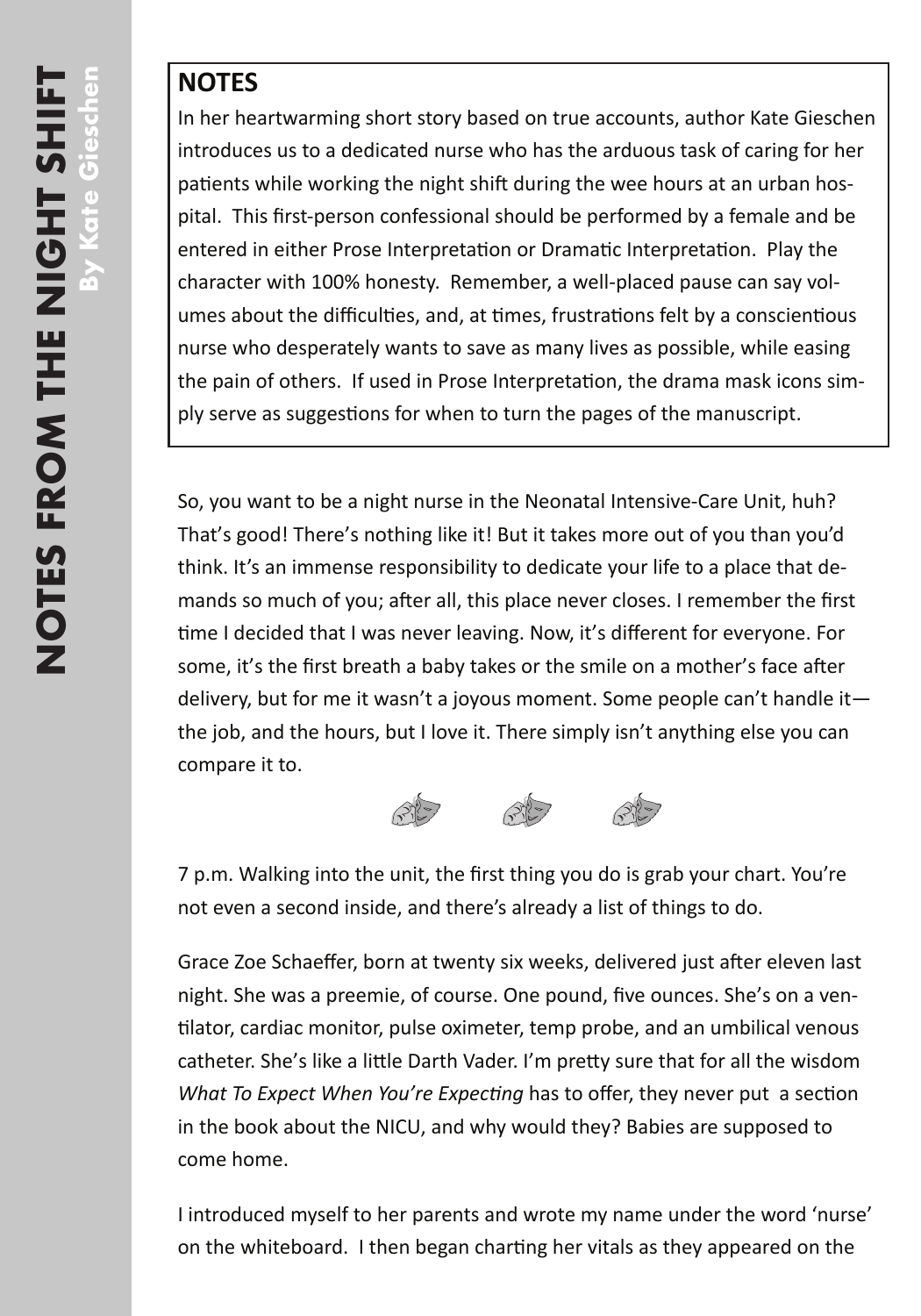# NOTES FROM THE NIGHT SHIFT

**By Kate Gieschen**

## NOTES

In her heartwarming short story based on true accounts, author Kate Gieschen introduces us to a dedicated nurse who has the arduous task of caring for her patients while working the night shift during the wee hours at an urban hospital. This first-person confessional should be performed by a female and be entered in either Prose Interpretation or Dramatic Interpretation. Play the character with 100% honesty. Remember, a well-placed pause can say volumes about the difficulties, and, at times, frustrations felt by a conscientious nurse who desperately wants to save as many lives as possible, while easing the pain of others. If used in Prose Interpretation, the drama mask icons simply serve as suggestions for when to turn the pages of the manuscript.

So, you want to be a night nurse in the Neonatal Intensive-Care Unit, huh? That's good! There's nothing like it! But it takes more out of you than you'd think. It's an immense responsibility to dedicate your life to a place that demands so much of you; after all, this place never closes. I remember the first time I decided that I was never leaving. Now, it's different for everyone. For some, it's the first breath a baby takes or the smile on a mother's face after delivery, but for me it wasn't a joyous moment. Some people can't handle it—the job, and the hours, but I love it. There simply isn't anything else you can compare it to.

7 p.m. Walking into the unit, the first thing you do is grab your chart. You're not even a second inside, and there's already a list of things to do.

Grace Zoe Schaeffer, born at twenty six weeks, delivered just after eleven last night. She was a preemie, of course. One pound, five ounces. She's on a ventilator, cardiac monitor, pulse oximeter, temp probe, and an umbilical venous catheter. She's like a little Darth Vader. I'm pretty sure that for all the wisdom *What To Expect When You're Expecting* has to offer, they never put a section in the book about the NICU, and why would they? Babies are supposed to come home.

I introduced myself to her parents and wrote my name under the word 'nurse' on the whiteboard. I then began charting her vitals as they appeared on the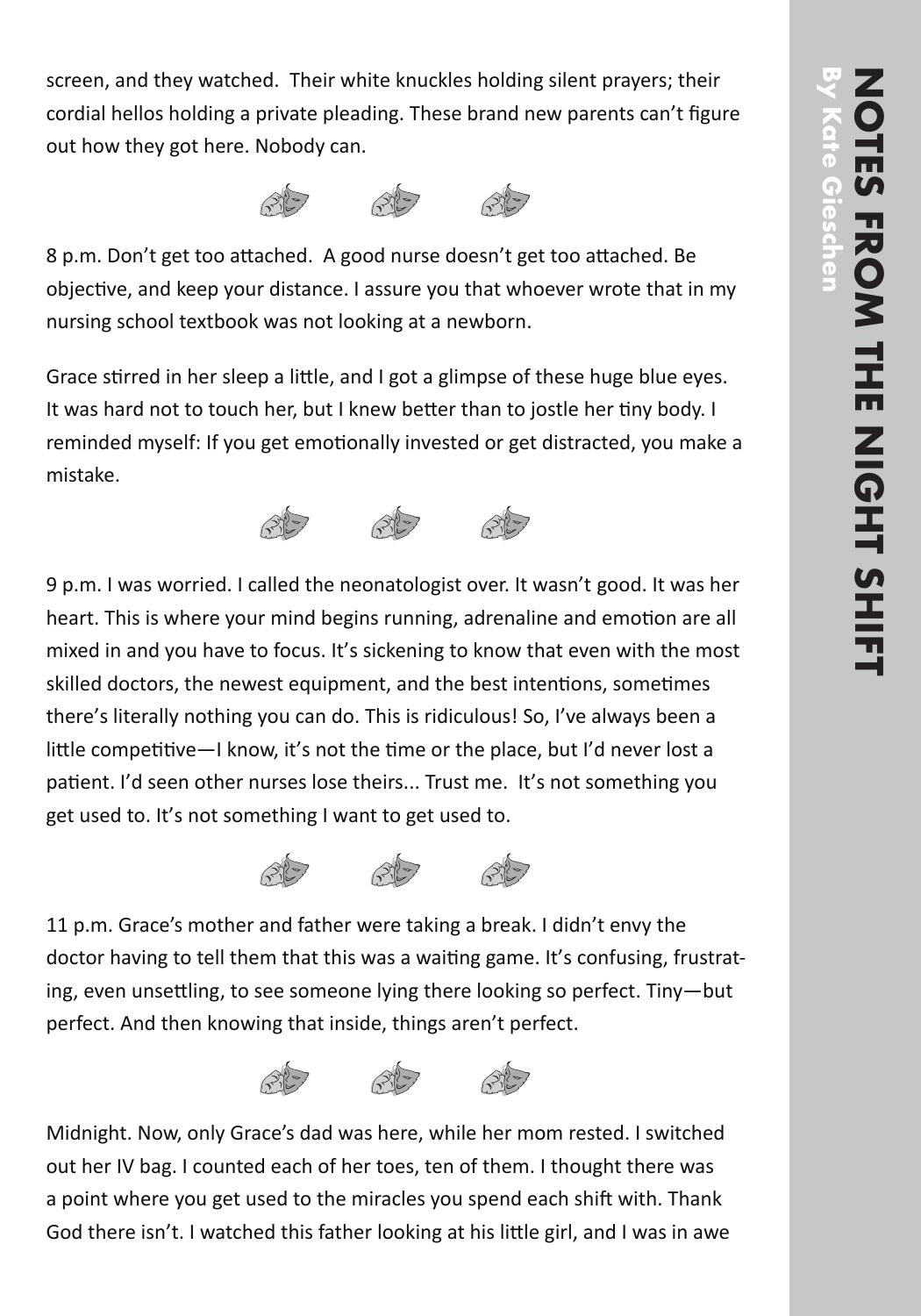screen, and they watched. Their white knuckles holding silent prayers; their cordial hellos holding a private pleading. These brand new parents can't figure out how they got here. Nobody can.

8 p.m. Don't get too attached. A good nurse doesn't get too attached. Be objective, and keep your distance. I assure you that whoever wrote that in my nursing school textbook was not looking at a newborn.

Grace stirred in her sleep a little, and I got a glimpse of these huge blue eyes. It was hard not to touch her, but I knew better than to jostle her tiny body. I reminded myself: If you get emotionally invested or get distracted, you make a mistake.

9 p.m. I was worried. I called the neonatologist over. It wasn't good. It was her heart. This is where your mind begins running, adrenaline and emotion are all mixed in and you have to focus. It's sickening to know that even with the most skilled doctors, the newest equipment, and the best intentions, sometimes there's literally nothing you can do. This is ridiculous! So, I've always been a little competitive—I know, it's not the time or the place, but I'd never lost a patient. I'd seen other nurses lose theirs... Trust me. It's not something you get used to. It's not something I want to get used to.

11 p.m. Grace's mother and father were taking a break. I didn't envy the doctor having to tell them that this was a waiting game. It's confusing, frustrating, even unsettling, to see someone lying there looking so perfect. Tiny—but perfect. And then knowing that inside, things aren't perfect.

Midnight. Now, only Grace's dad was here, while her mom rested. I switched out her IV bag. I counted each of her toes, ten of them. I thought there was a point where you get used to the miracles you spend each shift with. Thank God there isn't. I watched this father looking at his little girl, and I was in awe